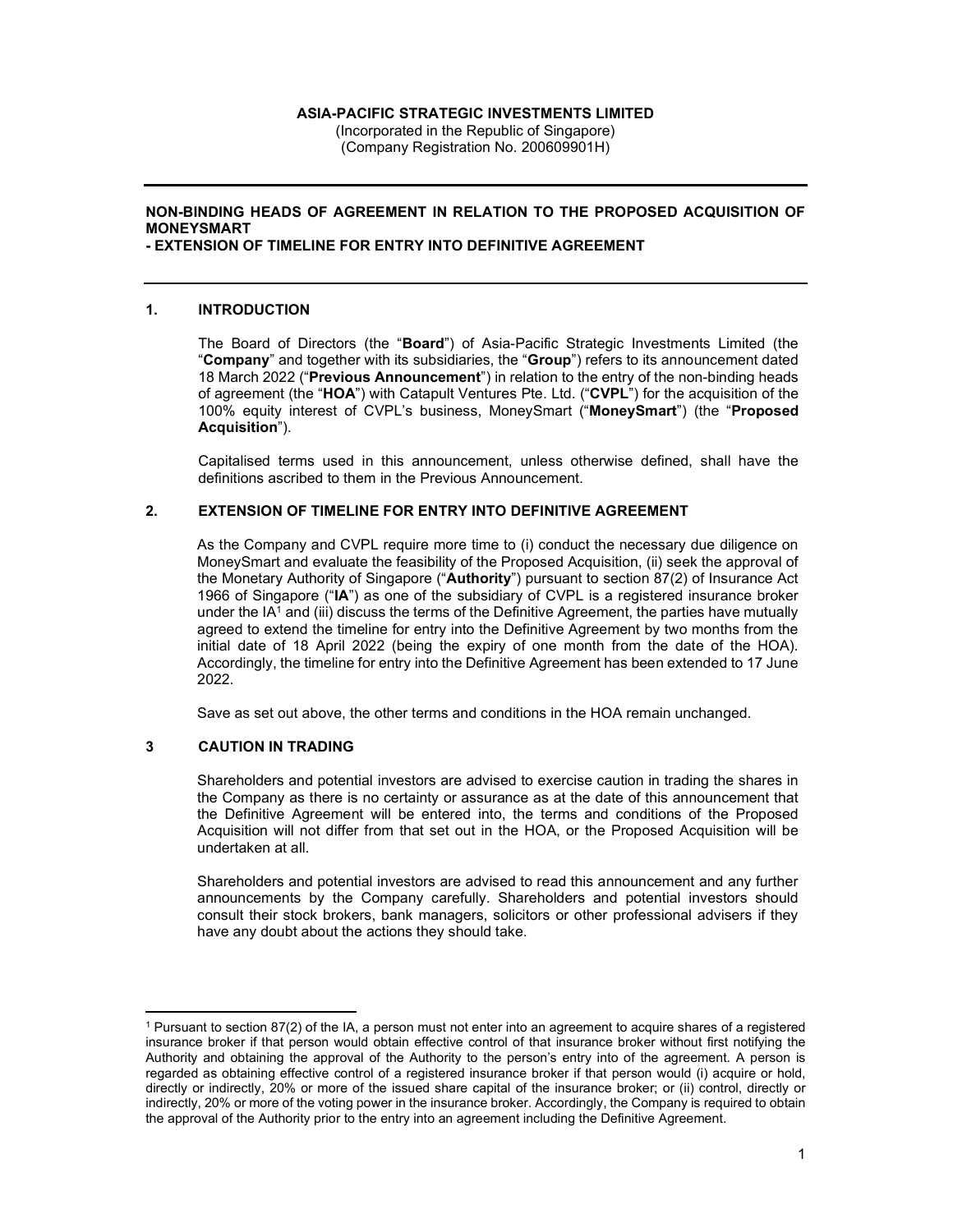**ASIA-PACIFIC STRATEGIC INVESTMENTS LIMITED**
(Incorporated in the Republic of Singapore)
(Company Registration No. 200609901H)

---

## NON-BINDING HEADS OF AGREEMENT IN RELATION TO THE PROPOSED ACQUISITION OF MONEYSMART - EXTENSION OF TIMELINE FOR ENTRY INTO DEFINITIVE AGREEMENT

---

### 1. INTRODUCTION

The Board of Directors (the "**Board**") of Asia-Pacific Strategic Investments Limited (the "**Company**" and together with its subsidiaries, the "**Group**") refers to its announcement dated 18 March 2022 ("**Previous Announcement**") in relation to the entry of the non-binding heads of agreement (the "**HOA**") with Catapult Ventures Pte. Ltd. ("**CVPL**") for the acquisition of the 100% equity interest of CVPL's business, MoneySmart ("**MoneySmart**") (the "**Proposed Acquisition**").

Capitalised terms used in this announcement, unless otherwise defined, shall have the definitions ascribed to them in the Previous Announcement.

### 2. EXTENSION OF TIMELINE FOR ENTRY INTO DEFINITIVE AGREEMENT

As the Company and CVPL require more time to (i) conduct the necessary due diligence on MoneySmart and evaluate the feasibility of the Proposed Acquisition, (ii) seek the approval of the Monetary Authority of Singapore ("**Authority**") pursuant to section 87(2) of Insurance Act 1966 of Singapore ("**IA**") as one of the subsidiary of CVPL is a registered insurance broker under the IA[1] and (iii) discuss the terms of the Definitive Agreement, the parties have mutually agreed to extend the timeline for entry into the Definitive Agreement by two months from the initial date of 18 April 2022 (being the expiry of one month from the date of the HOA). Accordingly, the timeline for entry into the Definitive Agreement has been extended to 17 June 2022.

Save as set out above, the other terms and conditions in the HOA remain unchanged.

### 3 CAUTION IN TRADING

Shareholders and potential investors are advised to exercise caution in trading the shares in the Company as there is no certainty or assurance as at the date of this announcement that the Definitive Agreement will be entered into, the terms and conditions of the Proposed Acquisition will not differ from that set out in the HOA, or the Proposed Acquisition will be undertaken at all.

Shareholders and potential investors are advised to read this announcement and any further announcements by the Company carefully. Shareholders and potential investors should consult their stock brokers, bank managers, solicitors or other professional advisers if they have any doubt about the actions they should take.

---

[1] Pursuant to section 87(2) of the IA, a person must not enter into an agreement to acquire shares of a registered insurance broker if that person would obtain effective control of that insurance broker without first notifying the Authority and obtaining the approval of the Authority to the person's entry into of the agreement. A person is regarded as obtaining effective control of a registered insurance broker if that person would (i) acquire or hold, directly or indirectly, 20% or more of the issued share capital of the insurance broker; or (ii) control, directly or indirectly, 20% or more of the voting power in the insurance broker. Accordingly, the Company is required to obtain the approval of the Authority prior to the entry into an agreement including the Definitive Agreement.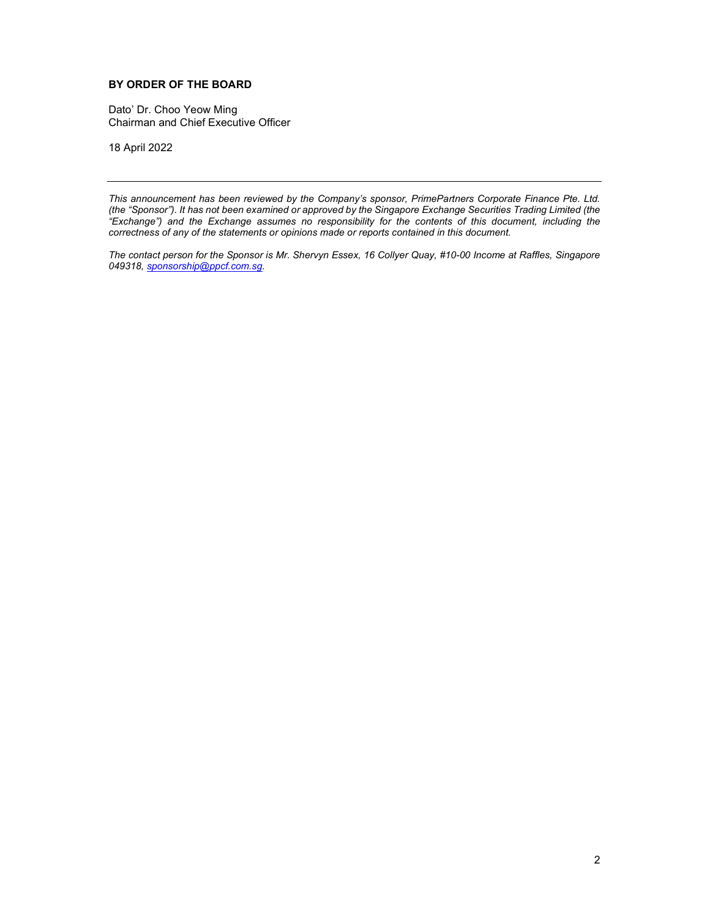**BY ORDER OF THE BOARD**

Dato' Dr. Choo Yeow Ming
Chairman and Chief Executive Officer

18 April 2022

---

*This announcement has been reviewed by the Company's sponsor, PrimePartners Corporate Finance Pte. Ltd. (the "Sponsor"). It has not been examined or approved by the Singapore Exchange Securities Trading Limited (the "Exchange") and the Exchange assumes no responsibility for the contents of this document, including the correctness of any of the statements or opinions made or reports contained in this document.*

*The contact person for the Sponsor is Mr. Shervyn Essex, 16 Collyer Quay, #10-00 Income at Raffles, Singapore 049318, sponsorship@ppcf.com.sg.*